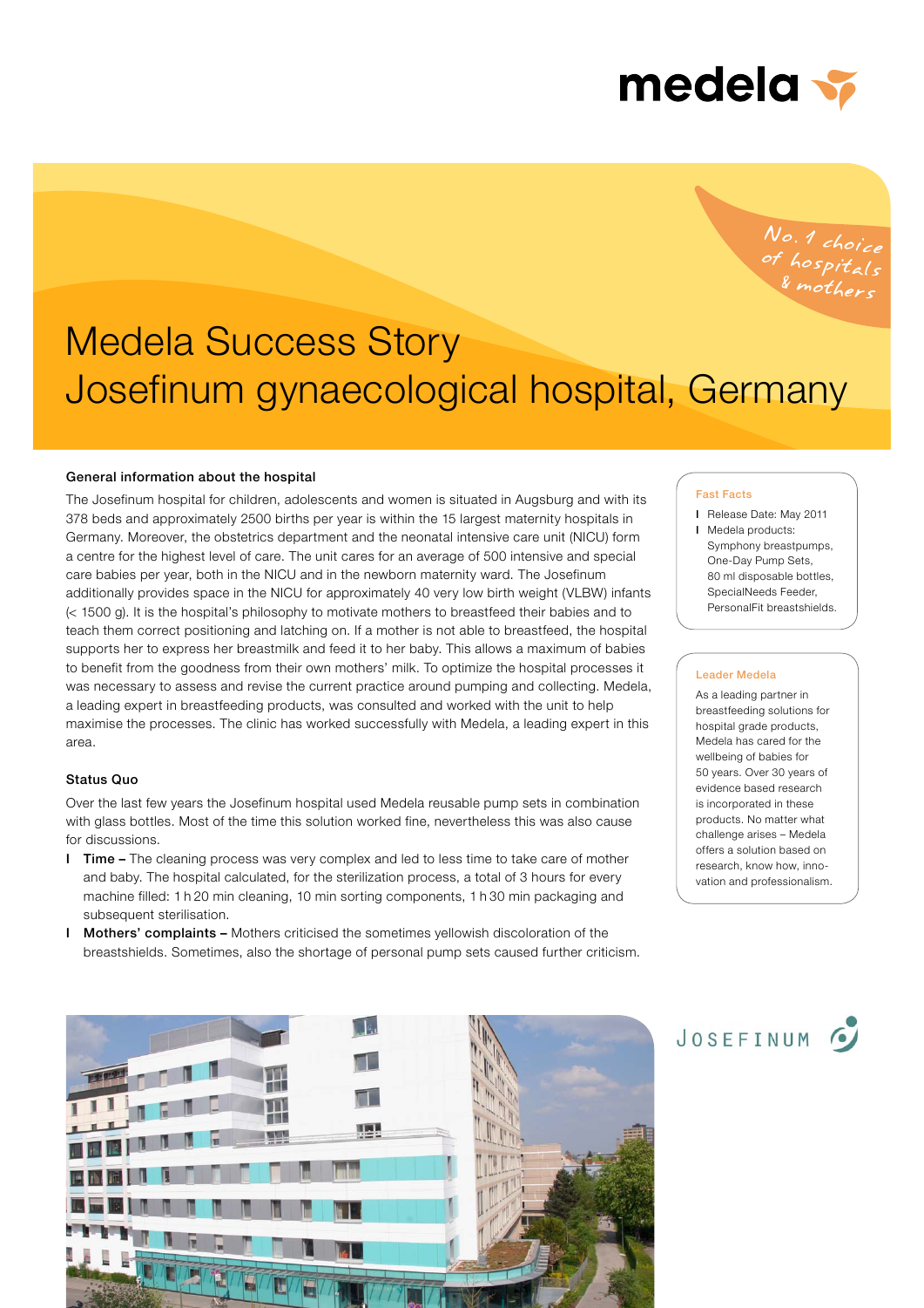medela

*No. 1 choice of hospitals & mothers*

# Medela Success Story
# Josefinum gynaecological hospital, Germany

### General information about the hospital

The Josefinum hospital for children, adolescents and women is situated in Augsburg and with its 378 beds and approximately 2500 births per year is within the 15 largest maternity hospitals in Germany. Moreover, the obstetrics department and the neonatal intensive care unit (NICU) form a centre for the highest level of care. The unit cares for an average of 500 intensive and special care babies per year, both in the NICU and in the newborn maternity ward. The Josefinum additionally provides space in the NICU for approximately 40 very low birth weight (VLBW) infants (< 1500 g). It is the hospital's philosophy to motivate mothers to breastfeed their babies and to teach them correct positioning and latching on. If a mother is not able to breastfeed, the hospital supports her to express her breastmilk and feed it to her baby. This allows a maximum of babies to benefit from the goodness from their own mothers' milk. To optimize the hospital processes it was necessary to assess and revise the current practice around pumping and collecting. Medela, a leading expert in breastfeeding products, was consulted and worked with the unit to help maximise the processes. The clinic has worked successfully with Medela, a leading expert in this area.

### Status Quo

Over the last few years the Josefinum hospital used Medela reusable pump sets in combination with glass bottles. Most of the time this solution worked fine, nevertheless this was also cause for discussions.

- **Time –** The cleaning process was very complex and led to less time to take care of mother and baby. The hospital calculated, for the sterilization process, a total of 3 hours for every machine filled: 1 h 20 min cleaning, 10 min sorting components, 1 h 30 min packaging and subsequent sterilisation.
- **Mothers' complaints –** Mothers criticised the sometimes yellowish discoloration of the breastshields. Sometimes, also the shortage of personal pump sets caused further criticism.

#### Fast Facts

- Release Date: May 2011
- Medela products: Symphony breastpumps, One-Day Pump Sets, 80 ml disposable bottles, SpecialNeeds Feeder, PersonalFit breastshields.

#### Leader Medela

As a leading partner in breastfeeding solutions for hospital grade products, Medela has cared for the wellbeing of babies for 50 years. Over 30 years of evidence based research is incorporated in these products. No matter what challenge arises – Medela offers a solution based on research, know how, innovation and professionalism.

JOSEFINUM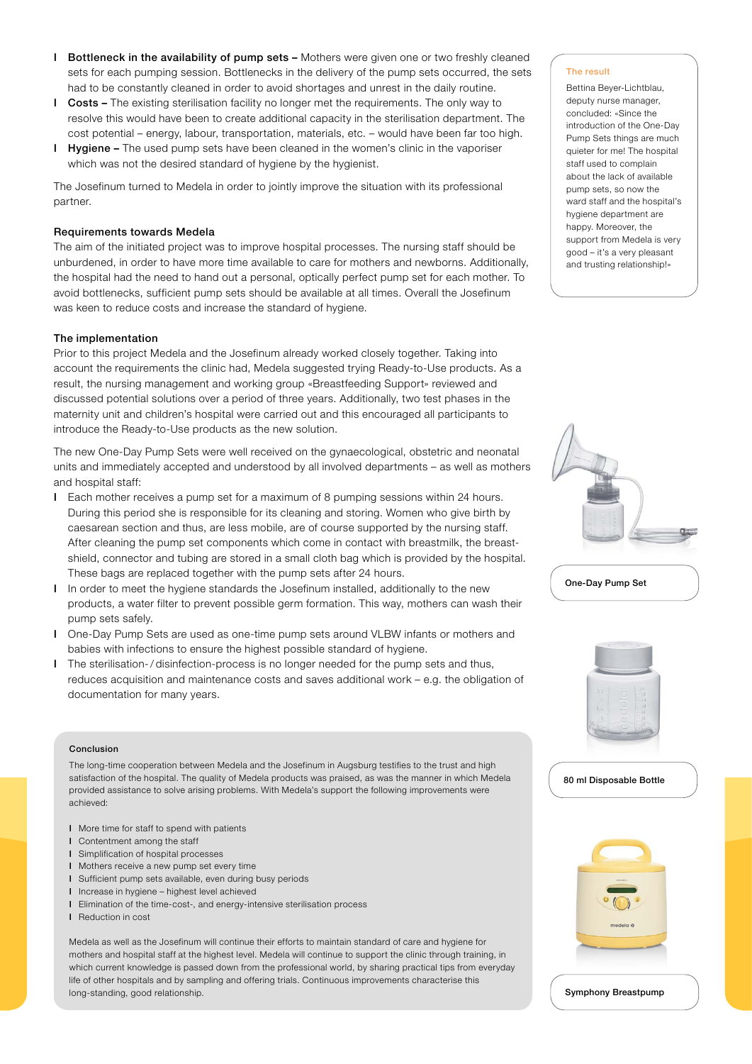- **Bottleneck in the availability of pump sets –** Mothers were given one or two freshly cleaned sets for each pumping session. Bottlenecks in the delivery of the pump sets occurred, the sets had to be constantly cleaned in order to avoid shortages and unrest in the daily routine.
- **Costs –** The existing sterilisation facility no longer met the requirements. The only way to resolve this would have been to create additional capacity in the sterilisation department. The cost potential – energy, labour, transportation, materials, etc. – would have been far too high.
- **Hygiene –** The used pump sets have been cleaned in the women's clinic in the vaporiser which was not the desired standard of hygiene by the hygienist.

The Josefinum turned to Medela in order to jointly improve the situation with its professional partner.

### Requirements towards Medela

The aim of the initiated project was to improve hospital processes. The nursing staff should be unburdened, in order to have more time available to care for mothers and newborns. Additionally, the hospital had the need to hand out a personal, optically perfect pump set for each mother. To avoid bottlenecks, sufficient pump sets should be available at all times. Overall the Josefinum was keen to reduce costs and increase the standard of hygiene.

### The implementation

Prior to this project Medela and the Josefinum already worked closely together. Taking into account the requirements the clinic had, Medela suggested trying Ready-to-Use products. As a result, the nursing management and working group «Breastfeeding Support» reviewed and discussed potential solutions over a period of three years. Additionally, two test phases in the maternity unit and children's hospital were carried out and this encouraged all participants to introduce the Ready-to-Use products as the new solution.

The new One-Day Pump Sets were well received on the gynaecological, obstetric and neonatal units and immediately accepted and understood by all involved departments – as well as mothers and hospital staff:

- Each mother receives a pump set for a maximum of 8 pumping sessions within 24 hours. During this period she is responsible for its cleaning and storing. Women who give birth by caesarean section and thus, are less mobile, are of course supported by the nursing staff. After cleaning the pump set components which come in contact with breastmilk, the breast-shield, connector and tubing are stored in a small cloth bag which is provided by the hospital. These bags are replaced together with the pump sets after 24 hours.
- In order to meet the hygiene standards the Josefinum installed, additionally to the new products, a water filter to prevent possible germ formation. This way, mothers can wash their pump sets safely.
- One-Day Pump Sets are used as one-time pump sets around VLBW infants or mothers and babies with infections to ensure the highest possible standard of hygiene.
- The sterilisation-/disinfection-process is no longer needed for the pump sets and thus, reduces acquisition and maintenance costs and saves additional work – e.g. the obligation of documentation for many years.

#### Conclusion

The long-time cooperation between Medela and the Josefinum in Augsburg testifies to the trust and high satisfaction of the hospital. The quality of Medela products was praised, as was the manner in which Medela provided assistance to solve arising problems. With Medela's support the following improvements were achieved:

- More time for staff to spend with patients
- Contentment among the staff
- Simplification of hospital processes
- Mothers receive a new pump set every time
- Sufficient pump sets available, even during busy periods
- Increase in hygiene – highest level achieved
- Elimination of the time-cost-, and energy-intensive sterilisation process
- Reduction in cost

Medela as well as the Josefinum will continue their efforts to maintain standard of care and hygiene for mothers and hospital staff at the highest level. Medela will continue to support the clinic through training, in which current knowledge is passed down from the professional world, by sharing practical tips from everyday life of other hospitals and by sampling and offering trials. Continuous improvements characterise this long-standing, good relationship.

#### The result

Bettina Beyer-Lichtblau, deputy nurse manager, concluded: «Since the introduction of the One-Day Pump Sets things are much quieter for me! The hospital staff used to complain about the lack of available pump sets, so now the ward staff and the hospital's hygiene department are happy. Moreover, the support from Medela is very good – it's a very pleasant and trusting relationship!»

One-Day Pump Set

80 ml Disposable Bottle

Symphony Breastpump